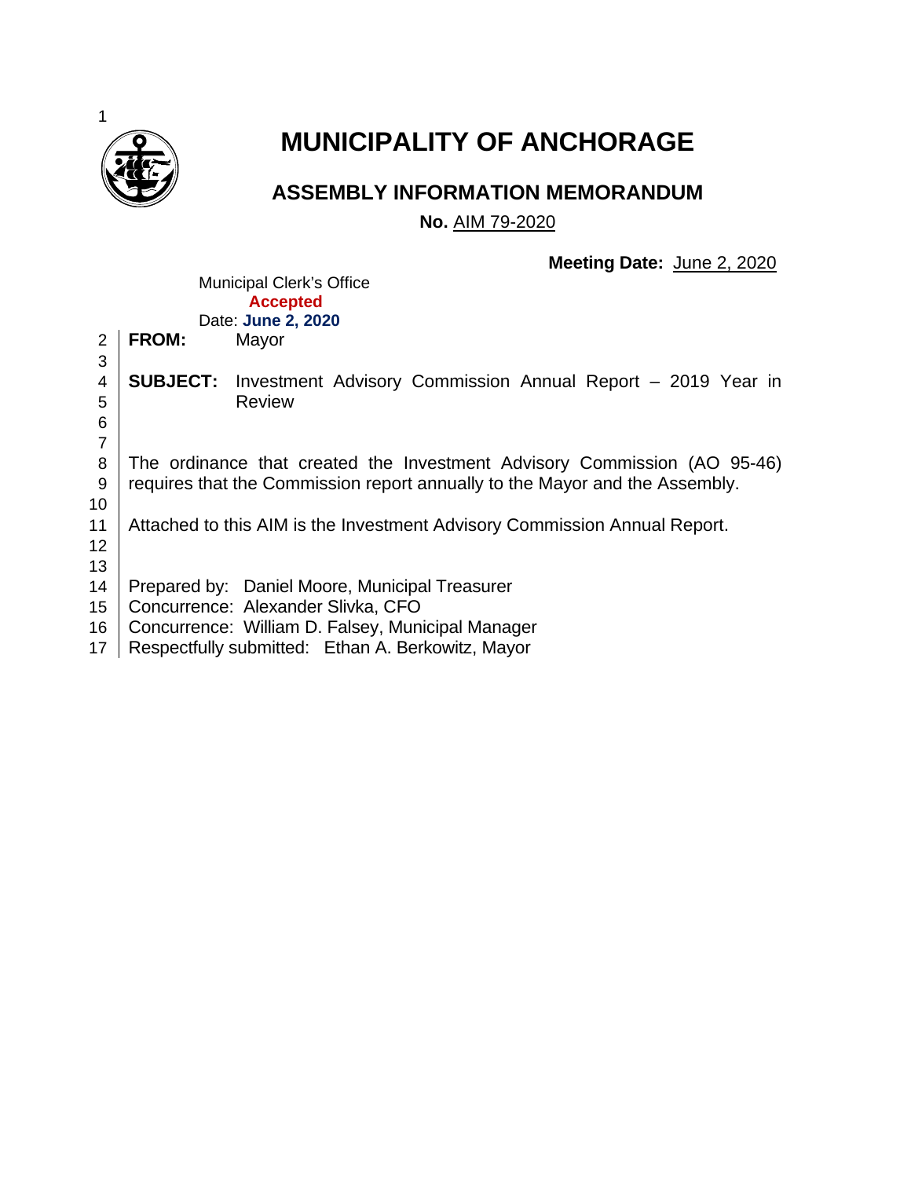# MUNICIPALITY OF ANCHORAGE

## ASSEMBLY INFORMATION MEMORANDUM

**No.** AIM 79-2020

**Meeting Date:** June 2, 2020

Municipal Clerk's Office
**Accepted**
Date: **June 2, 2020**

**FROM:** Mayor

**SUBJECT:** Investment Advisory Commission Annual Report – 2019 Year in Review

The ordinance that created the Investment Advisory Commission (AO 95-46) requires that the Commission report annually to the Mayor and the Assembly.

Attached to this AIM is the Investment Advisory Commission Annual Report.

Prepared by: Daniel Moore, Municipal Treasurer
Concurrence: Alexander Slivka, CFO
Concurrence: William D. Falsey, Municipal Manager
Respectfully submitted: Ethan A. Berkowitz, Mayor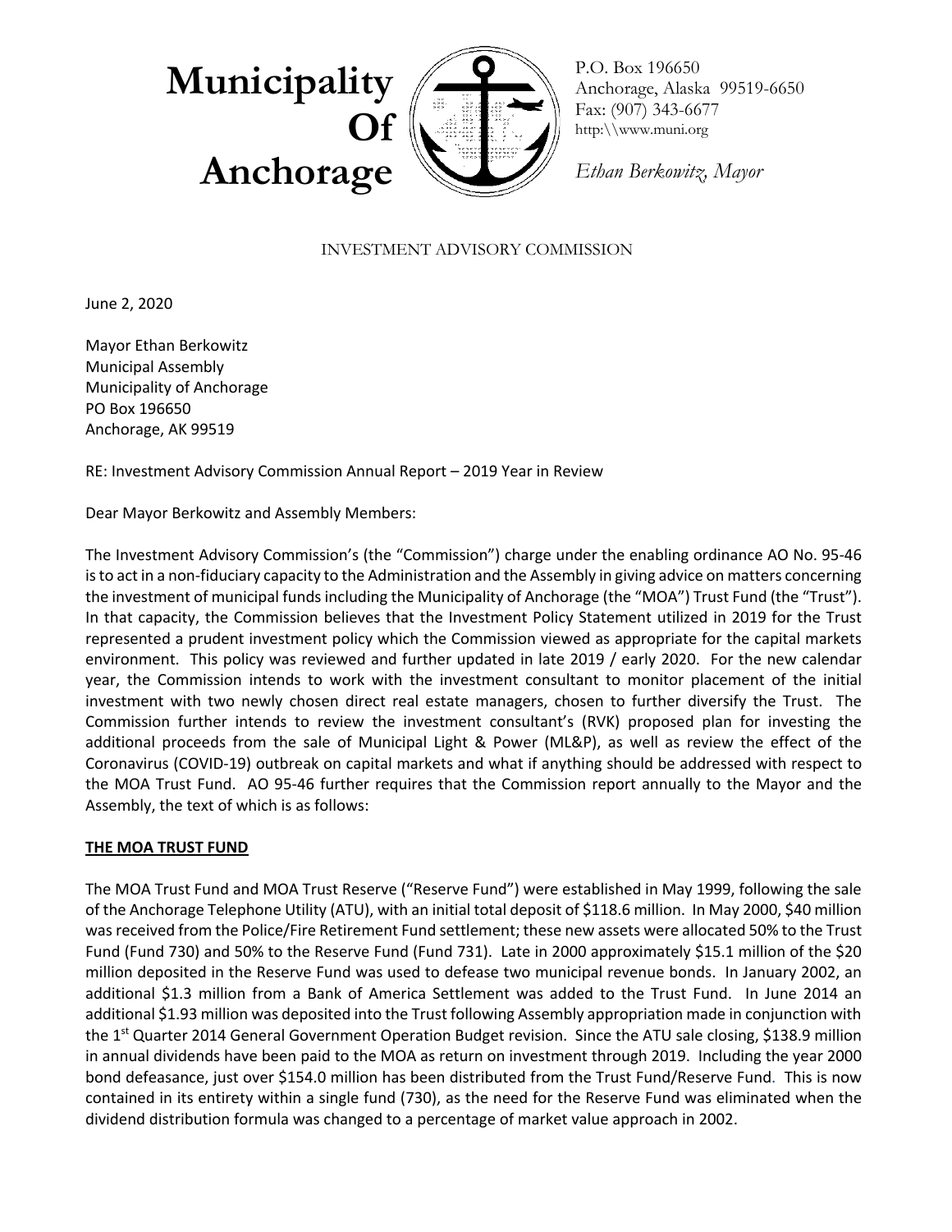# Municipality Of Anchorage

P.O. Box 196650
Anchorage, Alaska 99519-6650
Fax: (907) 343-6677
http:\\www.muni.org

*Ethan Berkowitz, Mayor*

INVESTMENT ADVISORY COMMISSION

June 2, 2020

Mayor Ethan Berkowitz
Municipal Assembly
Municipality of Anchorage
PO Box 196650
Anchorage, AK 99519

RE: Investment Advisory Commission Annual Report – 2019 Year in Review

Dear Mayor Berkowitz and Assembly Members:

The Investment Advisory Commission's (the "Commission") charge under the enabling ordinance AO No. 95-46 is to act in a non-fiduciary capacity to the Administration and the Assembly in giving advice on matters concerning the investment of municipal funds including the Municipality of Anchorage (the "MOA") Trust Fund (the "Trust"). In that capacity, the Commission believes that the Investment Policy Statement utilized in 2019 for the Trust represented a prudent investment policy which the Commission viewed as appropriate for the capital markets environment. This policy was reviewed and further updated in late 2019 / early 2020. For the new calendar year, the Commission intends to work with the investment consultant to monitor placement of the initial investment with two newly chosen direct real estate managers, chosen to further diversify the Trust. The Commission further intends to review the investment consultant's (RVK) proposed plan for investing the additional proceeds from the sale of Municipal Light & Power (ML&P), as well as review the effect of the Coronavirus (COVID-19) outbreak on capital markets and what if anything should be addressed with respect to the MOA Trust Fund. AO 95-46 further requires that the Commission report annually to the Mayor and the Assembly, the text of which is as follows:

**THE MOA TRUST FUND**

The MOA Trust Fund and MOA Trust Reserve ("Reserve Fund") were established in May 1999, following the sale of the Anchorage Telephone Utility (ATU), with an initial total deposit of $118.6 million. In May 2000, $40 million was received from the Police/Fire Retirement Fund settlement; these new assets were allocated 50% to the Trust Fund (Fund 730) and 50% to the Reserve Fund (Fund 731). Late in 2000 approximately $15.1 million of the $20 million deposited in the Reserve Fund was used to defease two municipal revenue bonds. In January 2002, an additional $1.3 million from a Bank of America Settlement was added to the Trust Fund. In June 2014 an additional $1.93 million was deposited into the Trust following Assembly appropriation made in conjunction with the 1st Quarter 2014 General Government Operation Budget revision. Since the ATU sale closing, $138.9 million in annual dividends have been paid to the MOA as return on investment through 2019. Including the year 2000 bond defeasance, just over $154.0 million has been distributed from the Trust Fund/Reserve Fund. This is now contained in its entirety within a single fund (730), as the need for the Reserve Fund was eliminated when the dividend distribution formula was changed to a percentage of market value approach in 2002.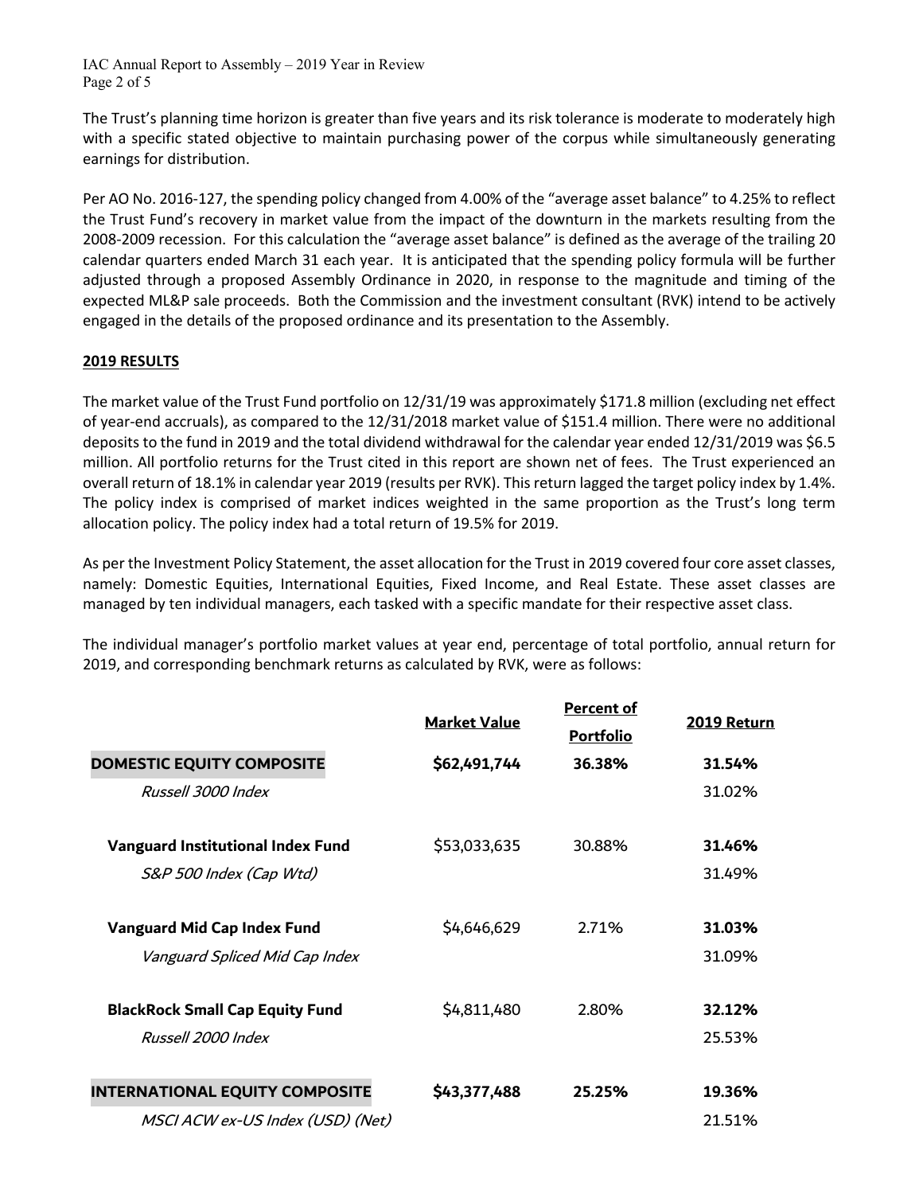The Trust's planning time horizon is greater than five years and its risk tolerance is moderate to moderately high with a specific stated objective to maintain purchasing power of the corpus while simultaneously generating earnings for distribution.

Per AO No. 2016-127, the spending policy changed from 4.00% of the "average asset balance" to 4.25% to reflect the Trust Fund's recovery in market value from the impact of the downturn in the markets resulting from the 2008-2009 recession. For this calculation the "average asset balance" is defined as the average of the trailing 20 calendar quarters ended March 31 each year. It is anticipated that the spending policy formula will be further adjusted through a proposed Assembly Ordinance in 2020, in response to the magnitude and timing of the expected ML&P sale proceeds. Both the Commission and the investment consultant (RVK) intend to be actively engaged in the details of the proposed ordinance and its presentation to the Assembly.

## 2019 RESULTS

The market value of the Trust Fund portfolio on 12/31/19 was approximately $171.8 million (excluding net effect of year-end accruals), as compared to the 12/31/2018 market value of $151.4 million. There were no additional deposits to the fund in 2019 and the total dividend withdrawal for the calendar year ended 12/31/2019 was $6.5 million. All portfolio returns for the Trust cited in this report are shown net of fees. The Trust experienced an overall return of 18.1% in calendar year 2019 (results per RVK). This return lagged the target policy index by 1.4%. The policy index is comprised of market indices weighted in the same proportion as the Trust's long term allocation policy. The policy index had a total return of 19.5% for 2019.

As per the Investment Policy Statement, the asset allocation for the Trust in 2019 covered four core asset classes, namely: Domestic Equities, International Equities, Fixed Income, and Real Estate. These asset classes are managed by ten individual managers, each tasked with a specific mandate for their respective asset class.

The individual manager's portfolio market values at year end, percentage of total portfolio, annual return for 2019, and corresponding benchmark returns as calculated by RVK, were as follows:

| | Market Value | Percent of Portfolio | 2019 Return |
|---|---|---|---|
| **DOMESTIC EQUITY COMPOSITE** | **$62,491,744** | **36.38%** | **31.54%** |
| *Russell 3000 Index* | | | 31.02% |
| **Vanguard Institutional Index Fund** | $53,033,635 | 30.88% | **31.46%** |
| *S&P 500 Index (Cap Wtd)* | | | 31.49% |
| **Vanguard Mid Cap Index Fund** | $4,646,629 | 2.71% | **31.03%** |
| *Vanguard Spliced Mid Cap Index* | | | 31.09% |
| **BlackRock Small Cap Equity Fund** | $4,811,480 | 2.80% | **32.12%** |
| *Russell 2000 Index* | | | 25.53% |
| **INTERNATIONAL EQUITY COMPOSITE** | **$43,377,488** | **25.25%** | **19.36%** |
| *MSCI ACW ex-US Index (USD) (Net)* | | | 21.51% |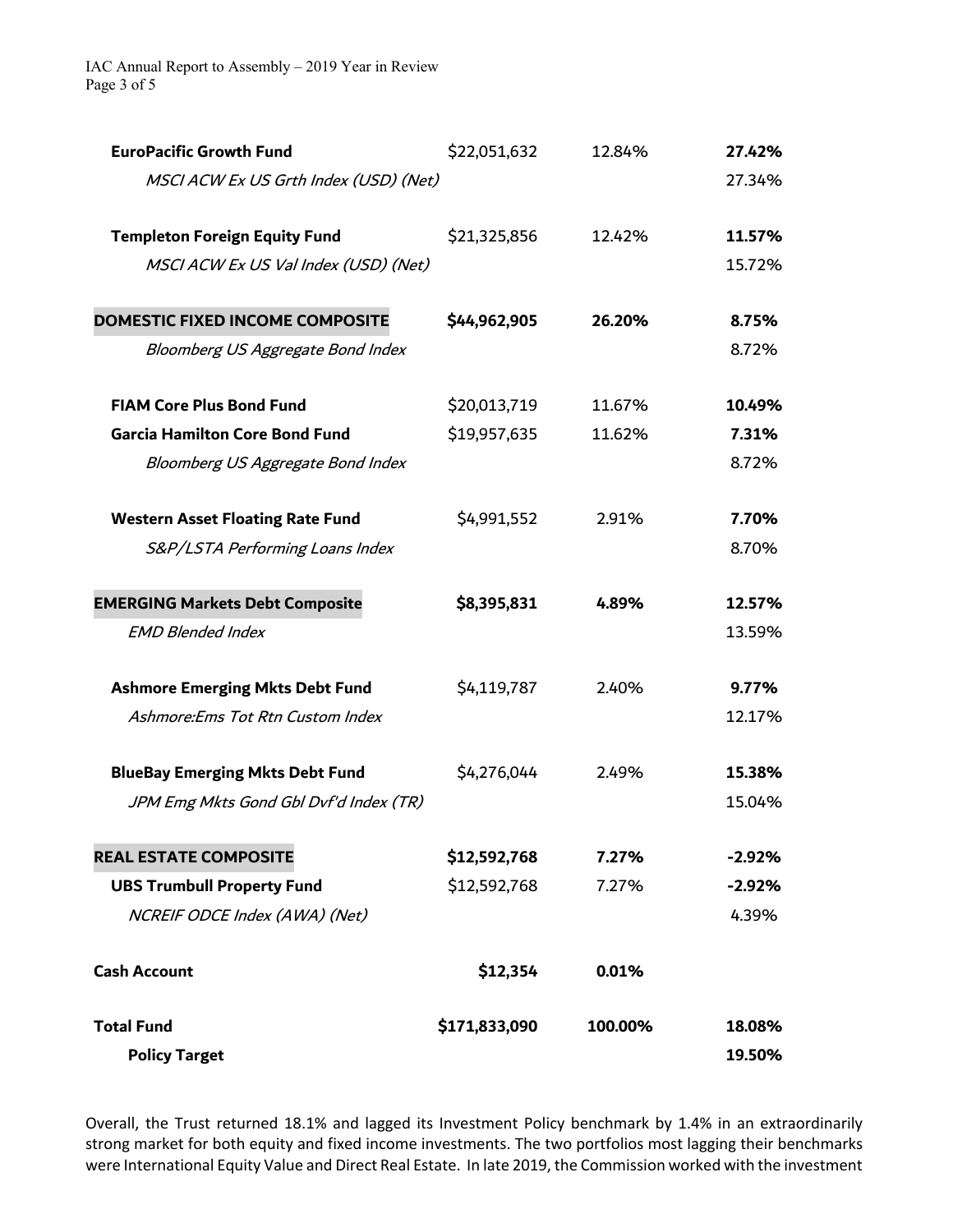| | | | |
|---|---|---|---|
| **EuroPacific Growth Fund** | $22,051,632 | 12.84% | **27.42%** |
| *MSCI ACW Ex US Grth Index (USD) (Net)* | | | 27.34% |
| **Templeton Foreign Equity Fund** | $21,325,856 | 12.42% | **11.57%** |
| *MSCI ACW Ex US Val Index (USD) (Net)* | | | 15.72% |
| **DOMESTIC FIXED INCOME COMPOSITE** | **$44,962,905** | **26.20%** | **8.75%** |
| *Bloomberg US Aggregate Bond Index* | | | 8.72% |
| **FIAM Core Plus Bond Fund** | $20,013,719 | 11.67% | **10.49%** |
| **Garcia Hamilton Core Bond Fund** | $19,957,635 | 11.62% | **7.31%** |
| *Bloomberg US Aggregate Bond Index* | | | 8.72% |
| **Western Asset Floating Rate Fund** | $4,991,552 | 2.91% | **7.70%** |
| *S&P/LSTA Performing Loans Index* | | | 8.70% |
| **EMERGING Markets Debt Composite** | **$8,395,831** | **4.89%** | **12.57%** |
| *EMD Blended Index* | | | 13.59% |
| **Ashmore Emerging Mkts Debt Fund** | $4,119,787 | 2.40% | **9.77%** |
| *Ashmore:Ems Tot Rtn Custom Index* | | | 12.17% |
| **BlueBay Emerging Mkts Debt Fund** | $4,276,044 | 2.49% | **15.38%** |
| *JPM Emg Mkts Gond Gbl Dvf'd Index (TR)* | | | 15.04% |
| **REAL ESTATE COMPOSITE** | **$12,592,768** | **7.27%** | **-2.92%** |
| **UBS Trumbull Property Fund** | $12,592,768 | 7.27% | **-2.92%** |
| *NCREIF ODCE Index (AWA) (Net)* | | | 4.39% |
| **Cash Account** | **$12,354** | **0.01%** | |
| **Total Fund** | **$171,833,090** | **100.00%** | **18.08%** |
| **Policy Target** | | | **19.50%** |

Overall, the Trust returned 18.1% and lagged its Investment Policy benchmark by 1.4% in an extraordinarily strong market for both equity and fixed income investments. The two portfolios most lagging their benchmarks were International Equity Value and Direct Real Estate. In late 2019, the Commission worked with the investment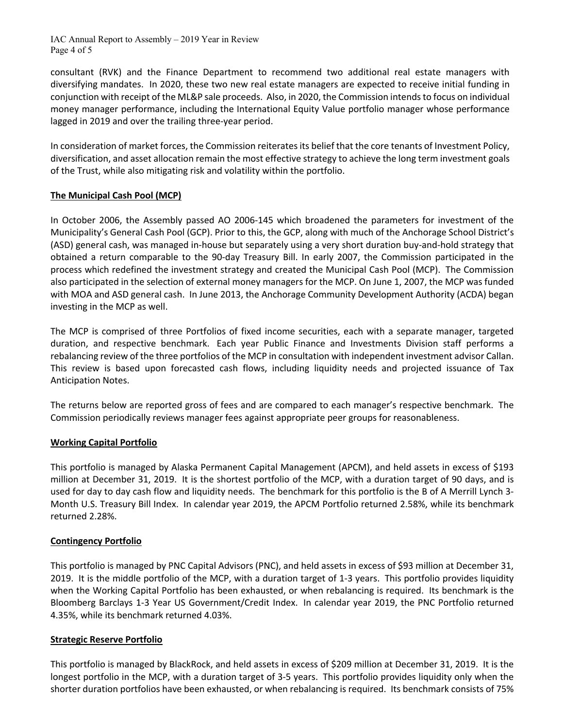consultant (RVK) and the Finance Department to recommend two additional real estate managers with diversifying mandates. In 2020, these two new real estate managers are expected to receive initial funding in conjunction with receipt of the ML&P sale proceeds. Also, in 2020, the Commission intends to focus on individual money manager performance, including the International Equity Value portfolio manager whose performance lagged in 2019 and over the trailing three-year period.

In consideration of market forces, the Commission reiterates its belief that the core tenants of Investment Policy, diversification, and asset allocation remain the most effective strategy to achieve the long term investment goals of the Trust, while also mitigating risk and volatility within the portfolio.

## The Municipal Cash Pool (MCP)

In October 2006, the Assembly passed AO 2006-145 which broadened the parameters for investment of the Municipality's General Cash Pool (GCP). Prior to this, the GCP, along with much of the Anchorage School District's (ASD) general cash, was managed in-house but separately using a very short duration buy-and-hold strategy that obtained a return comparable to the 90-day Treasury Bill. In early 2007, the Commission participated in the process which redefined the investment strategy and created the Municipal Cash Pool (MCP). The Commission also participated in the selection of external money managers for the MCP. On June 1, 2007, the MCP was funded with MOA and ASD general cash. In June 2013, the Anchorage Community Development Authority (ACDA) began investing in the MCP as well.

The MCP is comprised of three Portfolios of fixed income securities, each with a separate manager, targeted duration, and respective benchmark. Each year Public Finance and Investments Division staff performs a rebalancing review of the three portfolios of the MCP in consultation with independent investment advisor Callan. This review is based upon forecasted cash flows, including liquidity needs and projected issuance of Tax Anticipation Notes.

The returns below are reported gross of fees and are compared to each manager's respective benchmark. The Commission periodically reviews manager fees against appropriate peer groups for reasonableness.

## Working Capital Portfolio

This portfolio is managed by Alaska Permanent Capital Management (APCM), and held assets in excess of $193 million at December 31, 2019. It is the shortest portfolio of the MCP, with a duration target of 90 days, and is used for day to day cash flow and liquidity needs. The benchmark for this portfolio is the B of A Merrill Lynch 3-Month U.S. Treasury Bill Index. In calendar year 2019, the APCM Portfolio returned 2.58%, while its benchmark returned 2.28%.

## Contingency Portfolio

This portfolio is managed by PNC Capital Advisors (PNC), and held assets in excess of $93 million at December 31, 2019. It is the middle portfolio of the MCP, with a duration target of 1-3 years. This portfolio provides liquidity when the Working Capital Portfolio has been exhausted, or when rebalancing is required. Its benchmark is the Bloomberg Barclays 1-3 Year US Government/Credit Index. In calendar year 2019, the PNC Portfolio returned 4.35%, while its benchmark returned 4.03%.

## Strategic Reserve Portfolio

This portfolio is managed by BlackRock, and held assets in excess of $209 million at December 31, 2019. It is the longest portfolio in the MCP, with a duration target of 3-5 years. This portfolio provides liquidity only when the shorter duration portfolios have been exhausted, or when rebalancing is required. Its benchmark consists of 75%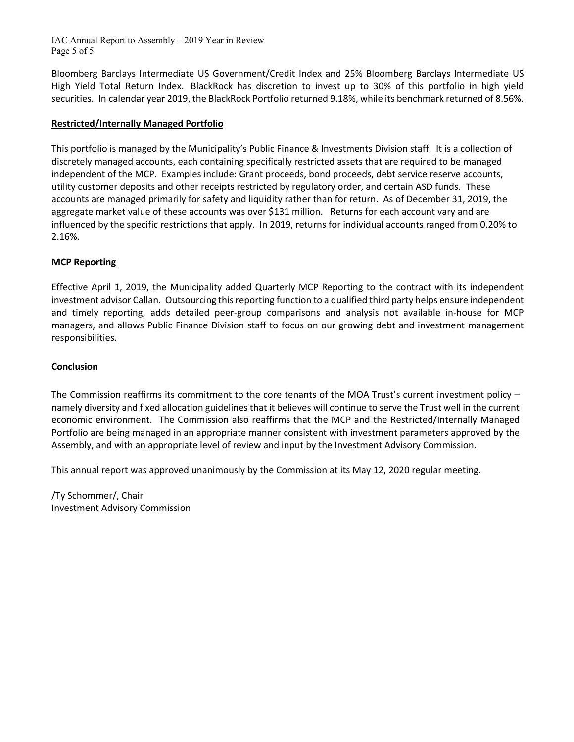Bloomberg Barclays Intermediate US Government/Credit Index and 25% Bloomberg Barclays Intermediate US High Yield Total Return Index. BlackRock has discretion to invest up to 30% of this portfolio in high yield securities. In calendar year 2019, the BlackRock Portfolio returned 9.18%, while its benchmark returned of 8.56%.

**Restricted/Internally Managed Portfolio**

This portfolio is managed by the Municipality's Public Finance & Investments Division staff. It is a collection of discretely managed accounts, each containing specifically restricted assets that are required to be managed independent of the MCP. Examples include: Grant proceeds, bond proceeds, debt service reserve accounts, utility customer deposits and other receipts restricted by regulatory order, and certain ASD funds. These accounts are managed primarily for safety and liquidity rather than for return. As of December 31, 2019, the aggregate market value of these accounts was over $131 million. Returns for each account vary and are influenced by the specific restrictions that apply. In 2019, returns for individual accounts ranged from 0.20% to 2.16%.

**MCP Reporting**

Effective April 1, 2019, the Municipality added Quarterly MCP Reporting to the contract with its independent investment advisor Callan. Outsourcing this reporting function to a qualified third party helps ensure independent and timely reporting, adds detailed peer-group comparisons and analysis not available in-house for MCP managers, and allows Public Finance Division staff to focus on our growing debt and investment management responsibilities.

**Conclusion**

The Commission reaffirms its commitment to the core tenants of the MOA Trust's current investment policy – namely diversity and fixed allocation guidelines that it believes will continue to serve the Trust well in the current economic environment. The Commission also reaffirms that the MCP and the Restricted/Internally Managed Portfolio are being managed in an appropriate manner consistent with investment parameters approved by the Assembly, and with an appropriate level of review and input by the Investment Advisory Commission.

This annual report was approved unanimously by the Commission at its May 12, 2020 regular meeting.

/Ty Schommer/, Chair
Investment Advisory Commission